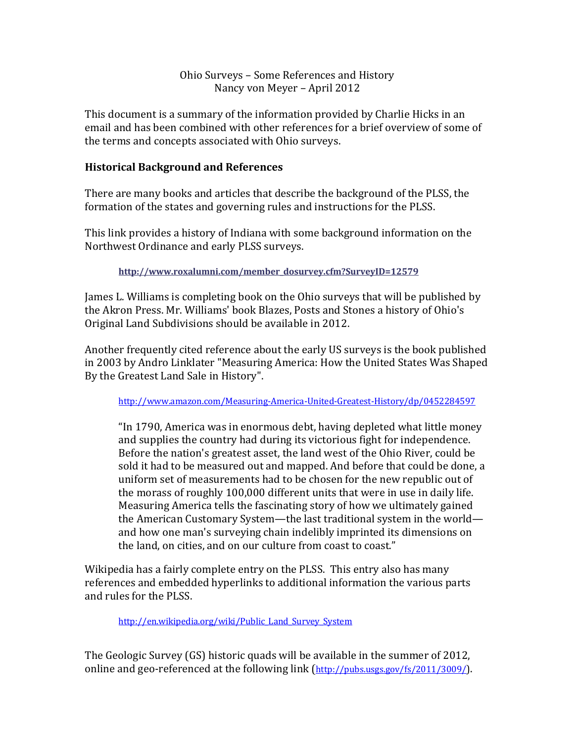Ohio Surveys – Some References and History
Nancy von Meyer – April 2012

This document is a summary of the information provided by Charlie Hicks in an email and has been combined with other references for a brief overview of some of the terms and concepts associated with Ohio surveys.

## Historical Background and References

There are many books and articles that describe the background of the PLSS, the formation of the states and governing rules and instructions for the PLSS.

This link provides a history of Indiana with some background information on the Northwest Ordinance and early PLSS surveys.

> **http://www.roxalumni.com/member_dosurvey.cfm?SurveyID=12579**

James L. Williams is completing book on the Ohio surveys that will be published by the Akron Press. Mr. Williams' book Blazes, Posts and Stones a history of Ohio's Original Land Subdivisions should be available in 2012.

Another frequently cited reference about the early US surveys is the book published in 2003 by Andro Linklater "Measuring America: How the United States Was Shaped By the Greatest Land Sale in History".

> http://www.amazon.com/Measuring-America-United-Greatest-History/dp/0452284597

> "In 1790, America was in enormous debt, having depleted what little money and supplies the country had during its victorious fight for independence. Before the nation's greatest asset, the land west of the Ohio River, could be sold it had to be measured out and mapped. And before that could be done, a uniform set of measurements had to be chosen for the new republic out of the morass of roughly 100,000 different units that were in use in daily life. Measuring America tells the fascinating story of how we ultimately gained the American Customary System—the last traditional system in the world—and how one man's surveying chain indelibly imprinted its dimensions on the land, on cities, and on our culture from coast to coast."

Wikipedia has a fairly complete entry on the PLSS. This entry also has many references and embedded hyperlinks to additional information the various parts and rules for the PLSS.

> http://en.wikipedia.org/wiki/Public_Land_Survey_System

The Geologic Survey (GS) historic quads will be available in the summer of 2012, online and geo-referenced at the following link (http://pubs.usgs.gov/fs/2011/3009/).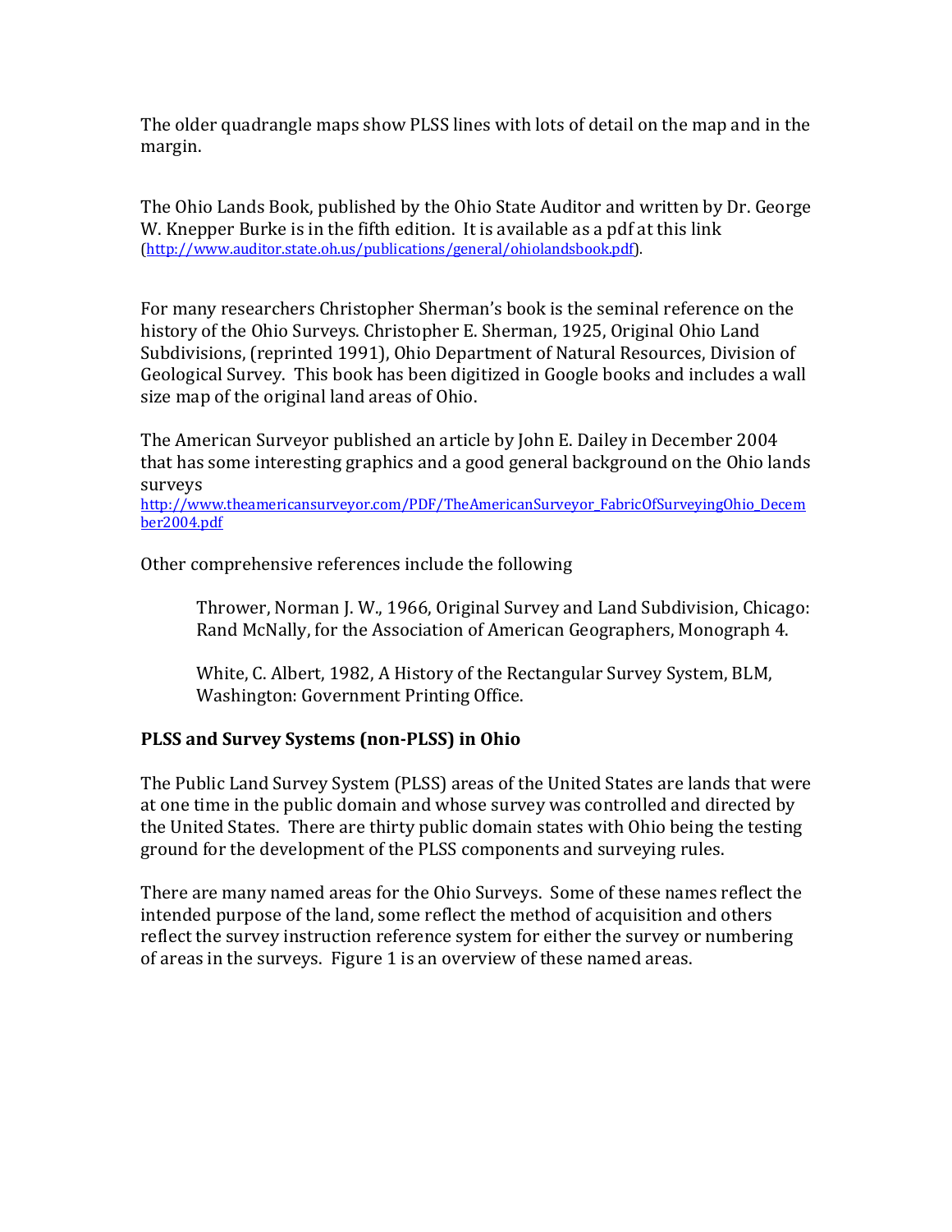The older quadrangle maps show PLSS lines with lots of detail on the map and in the margin.

The Ohio Lands Book, published by the Ohio State Auditor and written by Dr. George W. Knepper Burke is in the fifth edition. It is available as a pdf at this link (http://www.auditor.state.oh.us/publications/general/ohiolandsbook.pdf).

For many researchers Christopher Sherman's book is the seminal reference on the history of the Ohio Surveys. Christopher E. Sherman, 1925, Original Ohio Land Subdivisions, (reprinted 1991), Ohio Department of Natural Resources, Division of Geological Survey. This book has been digitized in Google books and includes a wall size map of the original land areas of Ohio.

The American Surveyor published an article by John E. Dailey in December 2004 that has some interesting graphics and a good general background on the Ohio lands surveys
http://www.theamericansurveyor.com/PDF/TheAmericanSurveyor_FabricOfSurveyingOhio_December2004.pdf

Other comprehensive references include the following

> Thrower, Norman J. W., 1966, Original Survey and Land Subdivision, Chicago: Rand McNally, for the Association of American Geographers, Monograph 4.
>
> White, C. Albert, 1982, A History of the Rectangular Survey System, BLM, Washington: Government Printing Office.

## PLSS and Survey Systems (non-PLSS) in Ohio

The Public Land Survey System (PLSS) areas of the United States are lands that were at one time in the public domain and whose survey was controlled and directed by the United States. There are thirty public domain states with Ohio being the testing ground for the development of the PLSS components and surveying rules.

There are many named areas for the Ohio Surveys. Some of these names reflect the intended purpose of the land, some reflect the method of acquisition and others reflect the survey instruction reference system for either the survey or numbering of areas in the surveys. Figure 1 is an overview of these named areas.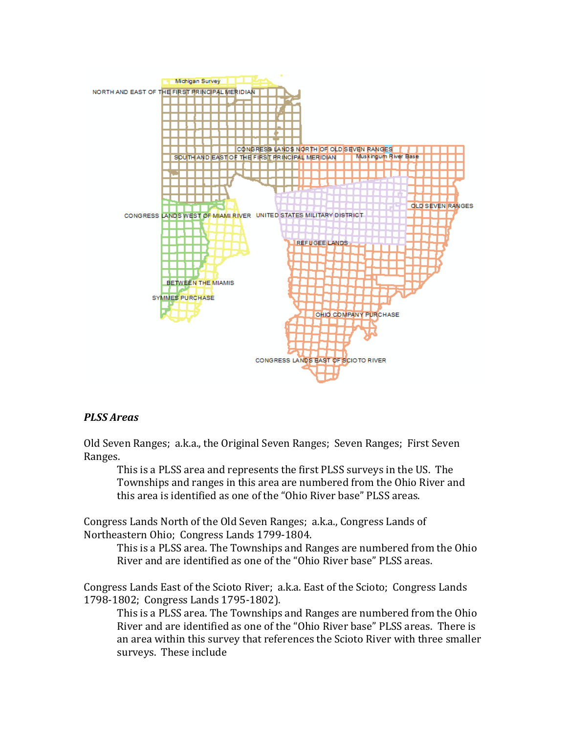Michigan Survey

NORTH AND EAST OF THE FIRST PRINCIPAL MERIDIAN

CONGRESS LANDS NORTH OF OLD SEVEN RANGES

SOUTH AND EAST OF THE FIRST PRINCIPAL MERIDIAN

Muskingum River Base

OLD SEVEN RANGES

CONGRESS LANDS WEST OF MIAMI RIVER

UNITED STATES MILITARY DISTRICT

REFUGEE LANDS

BETWEEN THE MIAMIS

SYMMES PURCHASE

OHIO COMPANY PURCHASE

CONGRESS LANDS EAST OF SCIOTO RIVER

***PLSS Areas***

Old Seven Ranges; a.k.a., the Original Seven Ranges; Seven Ranges; First Seven Ranges.

> This is a PLSS area and represents the first PLSS surveys in the US. The Townships and ranges in this area are numbered from the Ohio River and this area is identified as one of the "Ohio River base" PLSS areas.

Congress Lands North of the Old Seven Ranges; a.k.a., Congress Lands of Northeastern Ohio; Congress Lands 1799-1804.

> This is a PLSS area. The Townships and Ranges are numbered from the Ohio River and are identified as one of the "Ohio River base" PLSS areas.

Congress Lands East of the Scioto River; a.k.a. East of the Scioto; Congress Lands 1798-1802; Congress Lands 1795-1802).

> This is a PLSS area. The Townships and Ranges are numbered from the Ohio River and are identified as one of the "Ohio River base" PLSS areas. There is an area within this survey that references the Scioto River with three smaller surveys. These include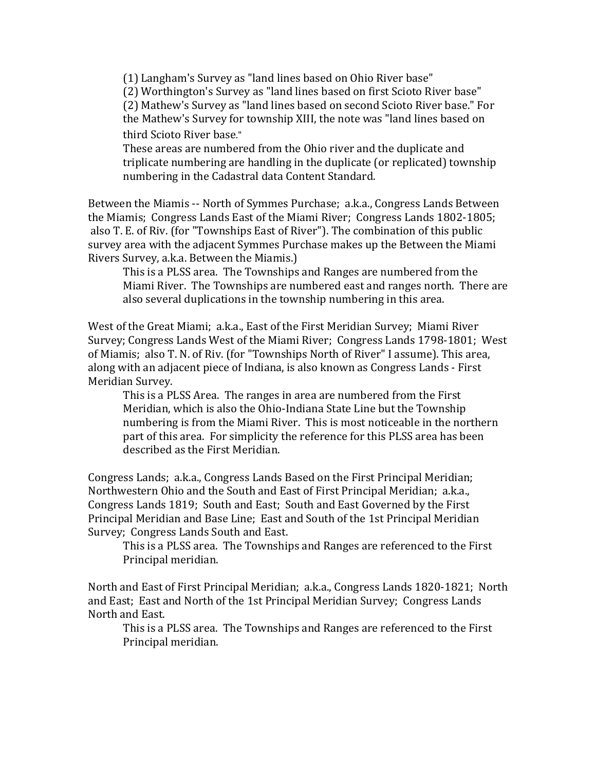(1) Langham's Survey as "land lines based on Ohio River base"
(2) Worthington's Survey as "land lines based on first Scioto River base"
(2) Mathew's Survey as "land lines based on second Scioto River base." For the Mathew's Survey for township XIII, the note was "land lines based on third Scioto River base."
These areas are numbered from the Ohio river and the duplicate and triplicate numbering are handling in the duplicate (or replicated) township numbering in the Cadastral data Content Standard.

Between the Miamis -- North of Symmes Purchase; a.k.a., Congress Lands Between the Miamis; Congress Lands East of the Miami River; Congress Lands 1802-1805; also T. E. of Riv. (for "Townships East of River"). The combination of this public survey area with the adjacent Symmes Purchase makes up the Between the Miami Rivers Survey, a.k.a. Between the Miamis.)

This is a PLSS area. The Townships and Ranges are numbered from the Miami River. The Townships are numbered east and ranges north. There are also several duplications in the township numbering in this area.

West of the Great Miami; a.k.a., East of the First Meridian Survey; Miami River Survey; Congress Lands West of the Miami River; Congress Lands 1798-1801; West of Miamis; also T. N. of Riv. (for "Townships North of River" I assume). This area, along with an adjacent piece of Indiana, is also known as Congress Lands - First Meridian Survey.

This is a PLSS Area. The ranges in area are numbered from the First Meridian, which is also the Ohio-Indiana State Line but the Township numbering is from the Miami River. This is most noticeable in the northern part of this area. For simplicity the reference for this PLSS area has been described as the First Meridian.

Congress Lands; a.k.a., Congress Lands Based on the First Principal Meridian; Northwestern Ohio and the South and East of First Principal Meridian; a.k.a., Congress Lands 1819; South and East; South and East Governed by the First Principal Meridian and Base Line; East and South of the 1st Principal Meridian Survey; Congress Lands South and East.

This is a PLSS area. The Townships and Ranges are referenced to the First Principal meridian.

North and East of First Principal Meridian; a.k.a., Congress Lands 1820-1821; North and East; East and North of the 1st Principal Meridian Survey; Congress Lands North and East.

This is a PLSS area. The Townships and Ranges are referenced to the First Principal meridian.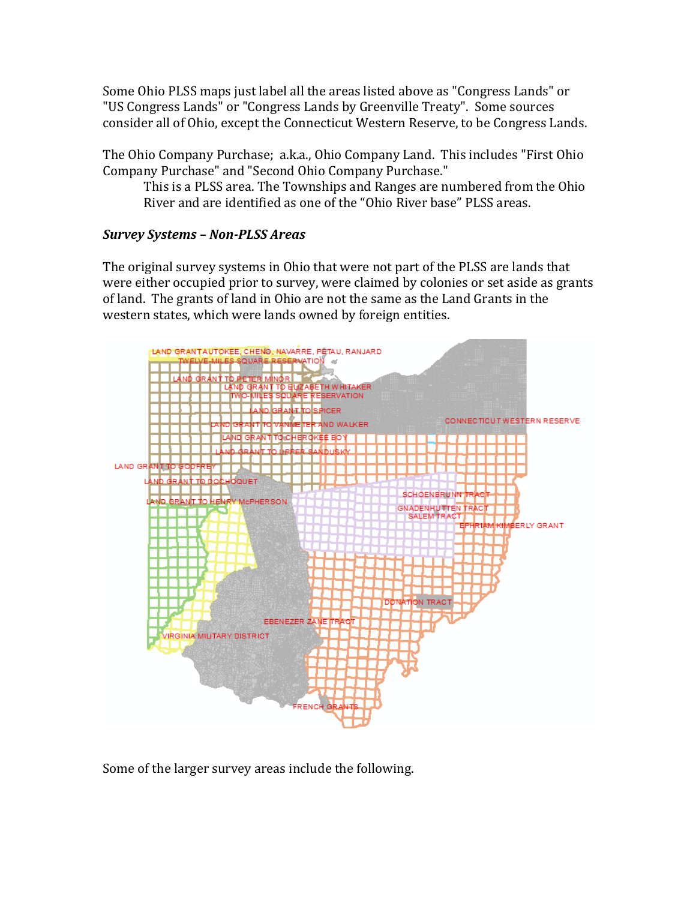Some Ohio PLSS maps just label all the areas listed above as "Congress Lands" or "US Congress Lands" or "Congress Lands by Greenville Treaty". Some sources consider all of Ohio, except the Connecticut Western Reserve, to be Congress Lands.

The Ohio Company Purchase; a.k.a., Ohio Company Land. This includes "First Ohio Company Purchase" and "Second Ohio Company Purchase."

> This is a PLSS area. The Townships and Ranges are numbered from the Ohio River and are identified as one of the "Ohio River base" PLSS areas.

### *Survey Systems – Non-PLSS Areas*

The original survey systems in Ohio that were not part of the PLSS are lands that were either occupied prior to survey, were claimed by colonies or set aside as grants of land. The grants of land in Ohio are not the same as the Land Grants in the western states, which were lands owned by foreign entities.

Some of the larger survey areas include the following.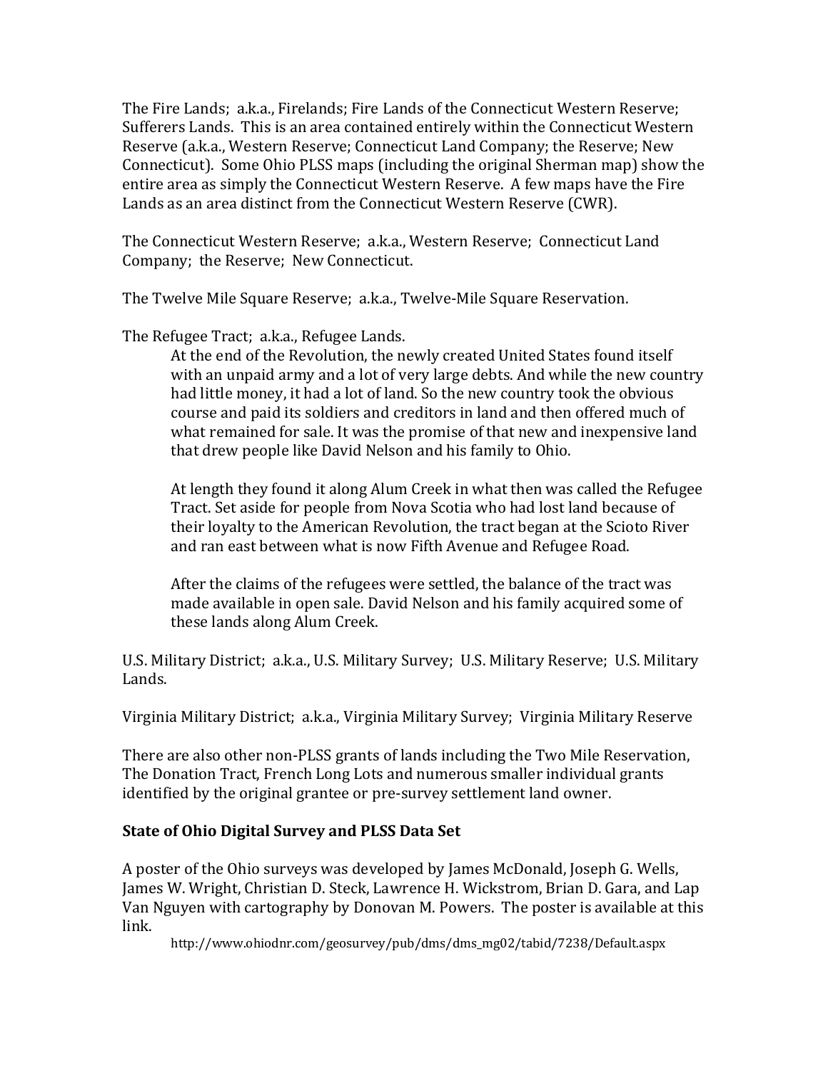The Fire Lands; a.k.a., Firelands; Fire Lands of the Connecticut Western Reserve; Sufferers Lands. This is an area contained entirely within the Connecticut Western Reserve (a.k.a., Western Reserve; Connecticut Land Company; the Reserve; New Connecticut). Some Ohio PLSS maps (including the original Sherman map) show the entire area as simply the Connecticut Western Reserve. A few maps have the Fire Lands as an area distinct from the Connecticut Western Reserve (CWR).

The Connecticut Western Reserve; a.k.a., Western Reserve; Connecticut Land Company; the Reserve; New Connecticut.

The Twelve Mile Square Reserve; a.k.a., Twelve-Mile Square Reservation.

The Refugee Tract; a.k.a., Refugee Lands.

> At the end of the Revolution, the newly created United States found itself with an unpaid army and a lot of very large debts. And while the new country had little money, it had a lot of land. So the new country took the obvious course and paid its soldiers and creditors in land and then offered much of what remained for sale. It was the promise of that new and inexpensive land that drew people like David Nelson and his family to Ohio.
>
> At length they found it along Alum Creek in what then was called the Refugee Tract. Set aside for people from Nova Scotia who had lost land because of their loyalty to the American Revolution, the tract began at the Scioto River and ran east between what is now Fifth Avenue and Refugee Road.
>
> After the claims of the refugees were settled, the balance of the tract was made available in open sale. David Nelson and his family acquired some of these lands along Alum Creek.

U.S. Military District; a.k.a., U.S. Military Survey; U.S. Military Reserve; U.S. Military Lands.

Virginia Military District; a.k.a., Virginia Military Survey; Virginia Military Reserve

There are also other non-PLSS grants of lands including the Two Mile Reservation, The Donation Tract, French Long Lots and numerous smaller individual grants identified by the original grantee or pre-survey settlement land owner.

**State of Ohio Digital Survey and PLSS Data Set**

A poster of the Ohio surveys was developed by James McDonald, Joseph G. Wells, James W. Wright, Christian D. Steck, Lawrence H. Wickstrom, Brian D. Gara, and Lap Van Nguyen with cartography by Donovan M. Powers. The poster is available at this link.

http://www.ohiodnr.com/geosurvey/pub/dms/dms_mg02/tabid/7238/Default.aspx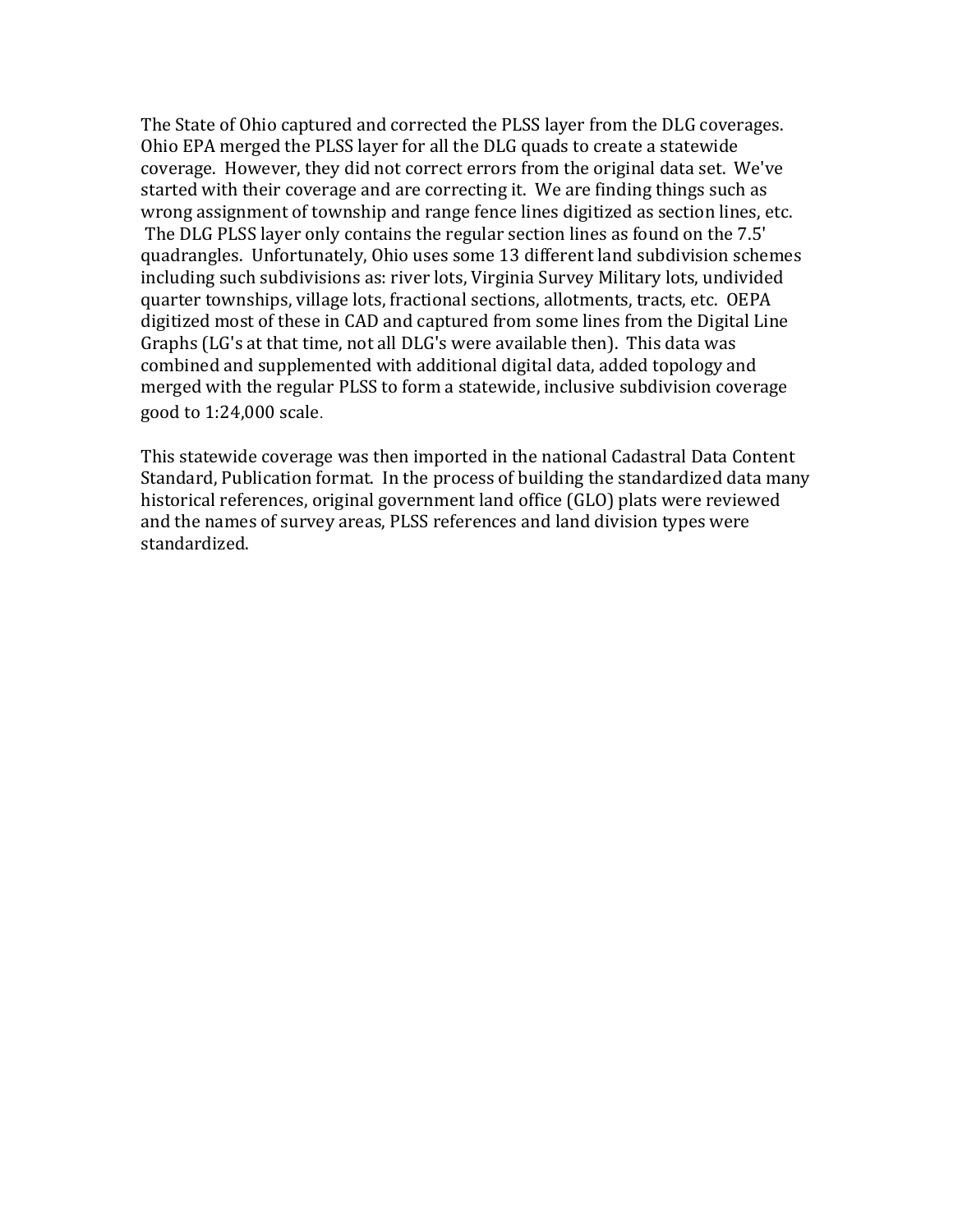The State of Ohio captured and corrected the PLSS layer from the DLG coverages. Ohio EPA merged the PLSS layer for all the DLG quads to create a statewide coverage. However, they did not correct errors from the original data set. We've started with their coverage and are correcting it. We are finding things such as wrong assignment of township and range fence lines digitized as section lines, etc. The DLG PLSS layer only contains the regular section lines as found on the 7.5' quadrangles. Unfortunately, Ohio uses some 13 different land subdivision schemes including such subdivisions as: river lots, Virginia Survey Military lots, undivided quarter townships, village lots, fractional sections, allotments, tracts, etc. OEPA digitized most of these in CAD and captured from some lines from the Digital Line Graphs (LG's at that time, not all DLG's were available then). This data was combined and supplemented with additional digital data, added topology and merged with the regular PLSS to form a statewide, inclusive subdivision coverage good to 1:24,000 scale.

This statewide coverage was then imported in the national Cadastral Data Content Standard, Publication format. In the process of building the standardized data many historical references, original government land office (GLO) plats were reviewed and the names of survey areas, PLSS references and land division types were standardized.